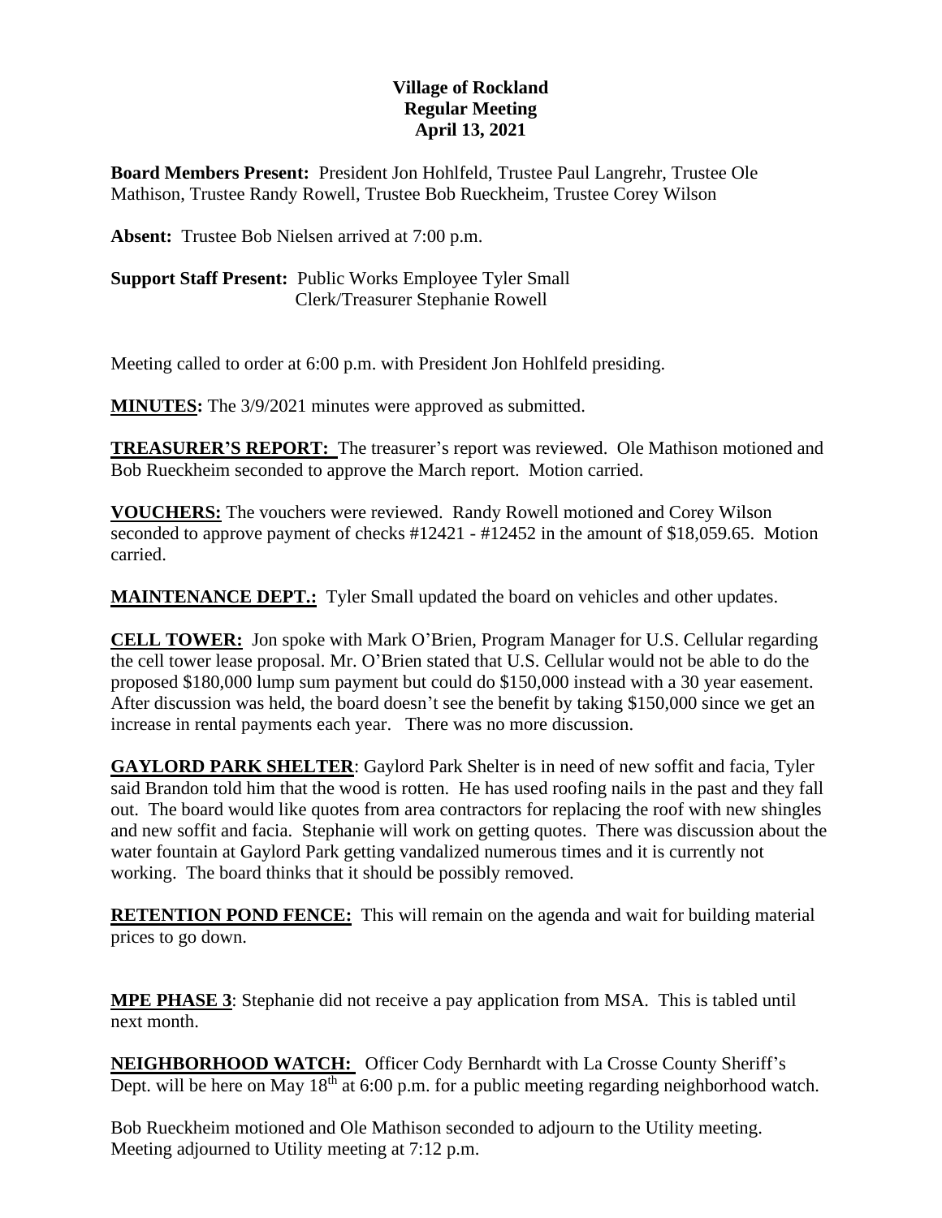**Village of Rockland**
**Regular Meeting**
**April 13, 2021**

**Board Members Present:** President Jon Hohlfeld, Trustee Paul Langrehr, Trustee Ole Mathison, Trustee Randy Rowell, Trustee Bob Rueckheim, Trustee Corey Wilson

**Absent:** Trustee Bob Nielsen arrived at 7:00 p.m.

**Support Staff Present:** Public Works Employee Tyler Small
Clerk/Treasurer Stephanie Rowell

Meeting called to order at 6:00 p.m. with President Jon Hohlfeld presiding.

**MINUTES:** The 3/9/2021 minutes were approved as submitted.

**TREASURER'S REPORT:** The treasurer's report was reviewed. Ole Mathison motioned and Bob Rueckheim seconded to approve the March report. Motion carried.

**VOUCHERS:** The vouchers were reviewed. Randy Rowell motioned and Corey Wilson seconded to approve payment of checks #12421 - #12452 in the amount of $18,059.65. Motion carried.

**MAINTENANCE DEPT.:** Tyler Small updated the board on vehicles and other updates.

**CELL TOWER:** Jon spoke with Mark O'Brien, Program Manager for U.S. Cellular regarding the cell tower lease proposal. Mr. O'Brien stated that U.S. Cellular would not be able to do the proposed $180,000 lump sum payment but could do $150,000 instead with a 30 year easement. After discussion was held, the board doesn't see the benefit by taking $150,000 since we get an increase in rental payments each year. There was no more discussion.

**GAYLORD PARK SHELTER**: Gaylord Park Shelter is in need of new soffit and facia, Tyler said Brandon told him that the wood is rotten. He has used roofing nails in the past and they fall out. The board would like quotes from area contractors for replacing the roof with new shingles and new soffit and facia. Stephanie will work on getting quotes. There was discussion about the water fountain at Gaylord Park getting vandalized numerous times and it is currently not working. The board thinks that it should be possibly removed.

**RETENTION POND FENCE:** This will remain on the agenda and wait for building material prices to go down.

**MPE PHASE 3**: Stephanie did not receive a pay application from MSA. This is tabled until next month.

**NEIGHBORHOOD WATCH:** Officer Cody Bernhardt with La Crosse County Sheriff's Dept. will be here on May 18th at 6:00 p.m. for a public meeting regarding neighborhood watch.

Bob Rueckheim motioned and Ole Mathison seconded to adjourn to the Utility meeting. Meeting adjourned to Utility meeting at 7:12 p.m.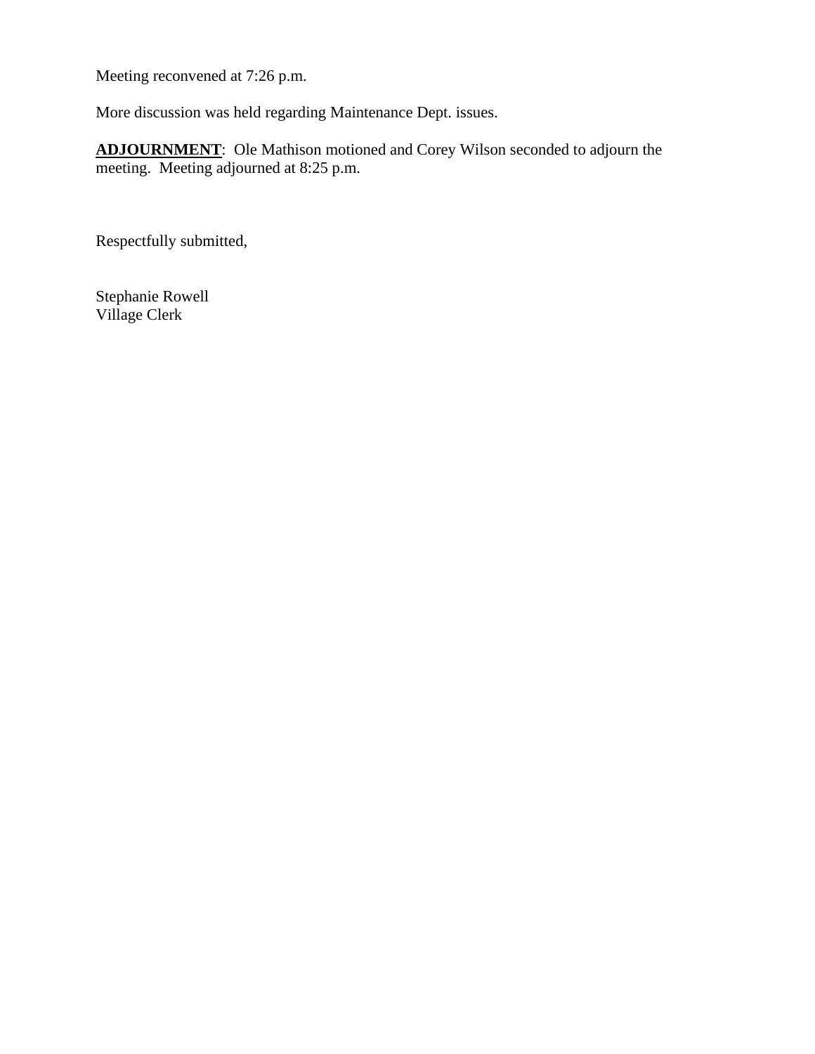Meeting reconvened at 7:26 p.m.

More discussion was held regarding Maintenance Dept. issues.

**ADJOURNMENT**: Ole Mathison motioned and Corey Wilson seconded to adjourn the meeting. Meeting adjourned at 8:25 p.m.

Respectfully submitted,

Stephanie Rowell
Village Clerk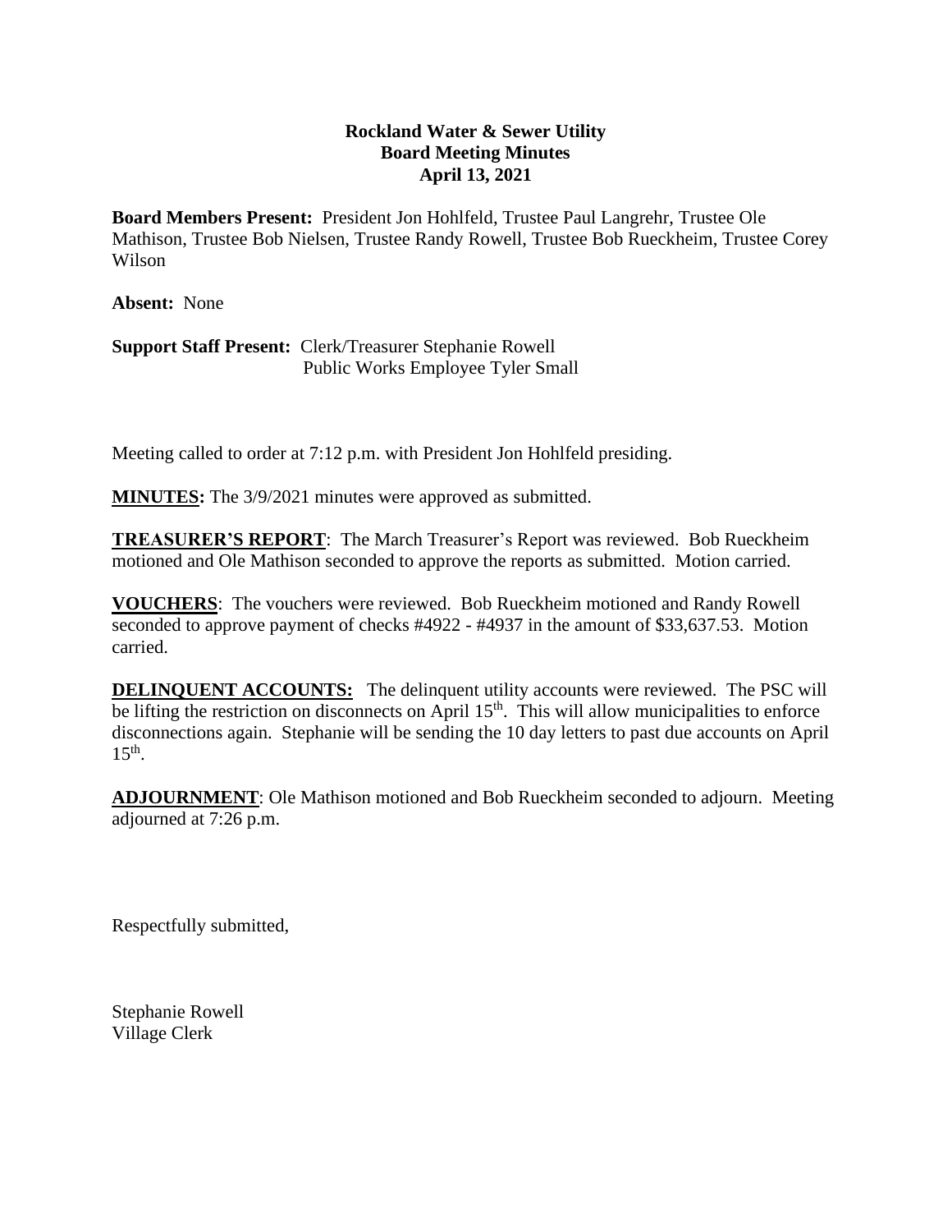**Rockland Water & Sewer Utility**
**Board Meeting Minutes**
**April 13, 2021**

**Board Members Present:** President Jon Hohlfeld, Trustee Paul Langrehr, Trustee Ole Mathison, Trustee Bob Nielsen, Trustee Randy Rowell, Trustee Bob Rueckheim, Trustee Corey Wilson

**Absent:** None

**Support Staff Present:** Clerk/Treasurer Stephanie Rowell
Public Works Employee Tyler Small

Meeting called to order at 7:12 p.m. with President Jon Hohlfeld presiding.

**MINUTES:** The 3/9/2021 minutes were approved as submitted.

**TREASURER'S REPORT**: The March Treasurer's Report was reviewed. Bob Rueckheim motioned and Ole Mathison seconded to approve the reports as submitted. Motion carried.

**VOUCHERS**: The vouchers were reviewed. Bob Rueckheim motioned and Randy Rowell seconded to approve payment of checks #4922 - #4937 in the amount of $33,637.53. Motion carried.

**DELINQUENT ACCOUNTS:** The delinquent utility accounts were reviewed. The PSC will be lifting the restriction on disconnects on April 15th. This will allow municipalities to enforce disconnections again. Stephanie will be sending the 10 day letters to past due accounts on April 15th.

**ADJOURNMENT**: Ole Mathison motioned and Bob Rueckheim seconded to adjourn. Meeting adjourned at 7:26 p.m.

Respectfully submitted,

Stephanie Rowell
Village Clerk